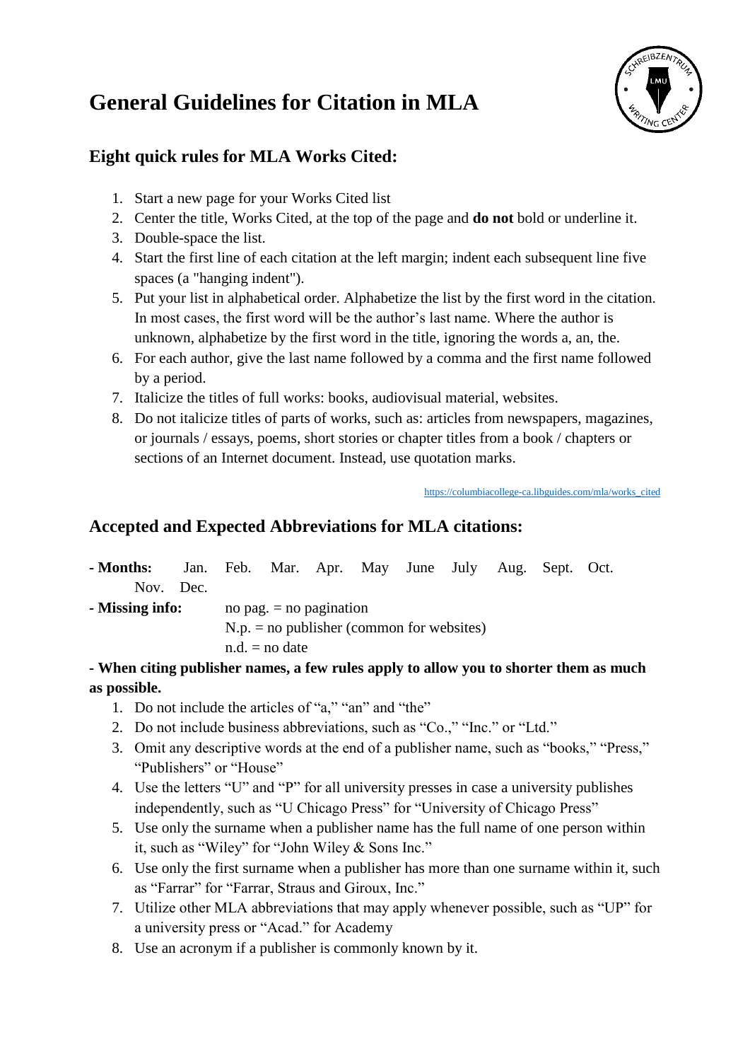# General Guidelines for Citation in MLA

## Eight quick rules for MLA Works Cited:

1. Start a new page for your Works Cited list
2. Center the title, Works Cited, at the top of the page and **do not** bold or underline it.
3. Double-space the list.
4. Start the first line of each citation at the left margin; indent each subsequent line five spaces (a "hanging indent").
5. Put your list in alphabetical order. Alphabetize the list by the first word in the citation. In most cases, the first word will be the author's last name. Where the author is unknown, alphabetize by the first word in the title, ignoring the words a, an, the.
6. For each author, give the last name followed by a comma and the first name followed by a period.
7. Italicize the titles of full works: books, audiovisual material, websites.
8. Do not italicize titles of parts of works, such as: articles from newspapers, magazines, or journals / essays, poems, short stories or chapter titles from a book / chapters or sections of an Internet document. Instead, use quotation marks.

https://columbiacollege-ca.libguides.com/mla/works_cited

## Accepted and Expected Abbreviations for MLA citations:

**- Months:** Jan. Feb. Mar. Apr. May June July Aug. Sept. Oct. Nov. Dec.

**- Missing info:** no pag. = no pagination
N.p. = no publisher (common for websites)
n.d. = no date

**- When citing publisher names, a few rules apply to allow you to shorter them as much as possible.**

1. Do not include the articles of "a," "an" and "the"
2. Do not include business abbreviations, such as "Co.," "Inc." or "Ltd."
3. Omit any descriptive words at the end of a publisher name, such as "books," "Press," "Publishers" or "House"
4. Use the letters "U" and "P" for all university presses in case a university publishes independently, such as "U Chicago Press" for "University of Chicago Press"
5. Use only the surname when a publisher name has the full name of one person within it, such as "Wiley" for "John Wiley & Sons Inc."
6. Use only the first surname when a publisher has more than one surname within it, such as "Farrar" for "Farrar, Straus and Giroux, Inc."
7. Utilize other MLA abbreviations that may apply whenever possible, such as "UP" for a university press or "Acad." for Academy
8. Use an acronym if a publisher is commonly known by it.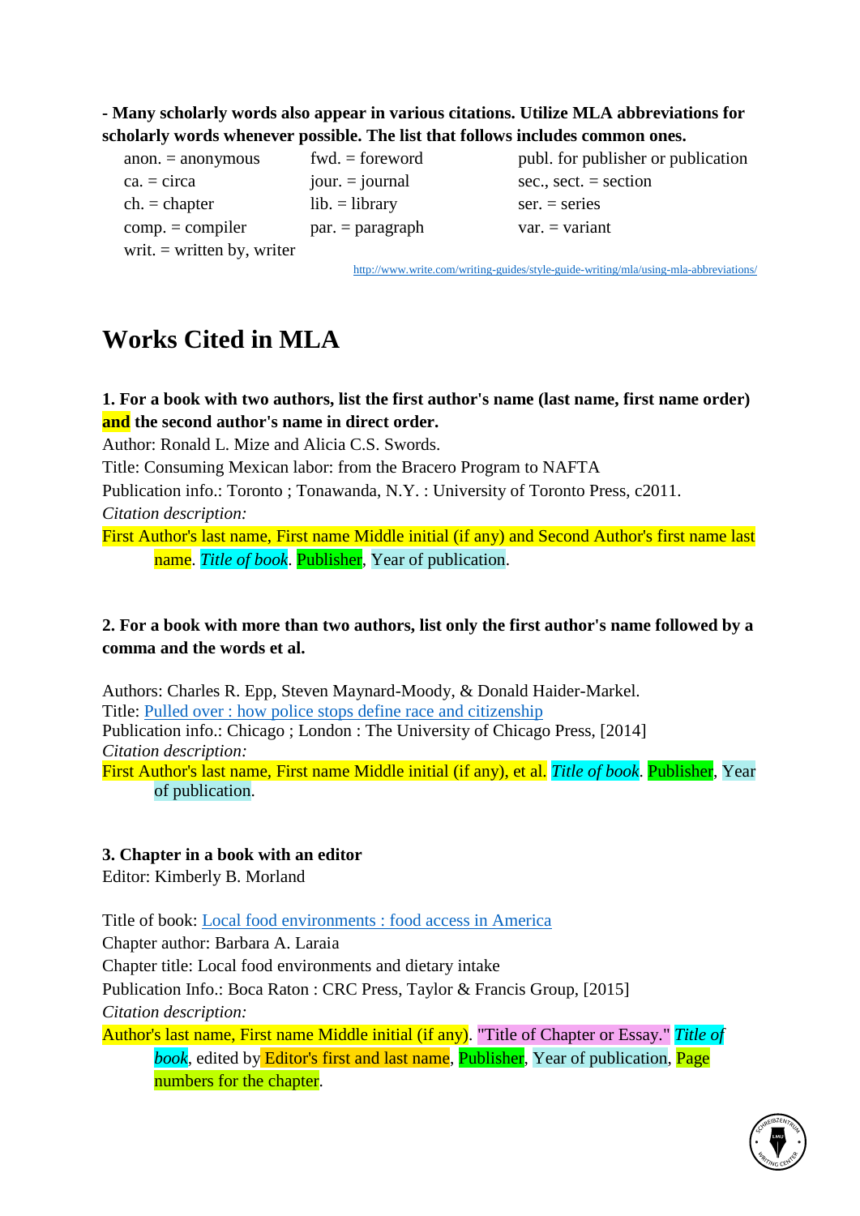**- Many scholarly words also appear in various citations. Utilize MLA abbreviations for scholarly words whenever possible. The list that follows includes common ones.**

| | | |
|---|---|---|
| anon. = anonymous | fwd. = foreword | publ. for publisher or publication |
| ca. = circa | jour. = journal | sec., sect. = section |
| ch. = chapter | lib. = library | ser. = series |
| comp. = compiler | par. = paragraph | var. = variant |
| writ. = written by, writer | | |

http://www.write.com/writing-guides/style-guide-writing/mla/using-mla-abbreviations/

# Works Cited in MLA

**1. For a book with two authors, list the first author's name (last name, first name order) and the second author's name in direct order.**

Author: Ronald L. Mize and Alicia C.S. Swords.

Title: Consuming Mexican labor: from the Bracero Program to NAFTA

Publication info.: Toronto ; Tonawanda, N.Y. : University of Toronto Press, c2011.

*Citation description:*

First Author's last name, First name Middle initial (if any) and Second Author's first name last name. *Title of book*. Publisher, Year of publication.

**2. For a book with more than two authors, list only the first author's name followed by a comma and the words et al.**

Authors: Charles R. Epp, Steven Maynard-Moody, & Donald Haider-Markel.
Title: Pulled over : how police stops define race and citizenship
Publication info.: Chicago ; London : The University of Chicago Press, [2014]
*Citation description:*
First Author's last name, First name Middle initial (if any), et al. *Title of book*. Publisher, Year of publication.

**3. Chapter in a book with an editor**

Editor: Kimberly B. Morland

Title of book: Local food environments : food access in America

Chapter author: Barbara A. Laraia

Chapter title: Local food environments and dietary intake

Publication Info.: Boca Raton : CRC Press, Taylor & Francis Group, [2015]

*Citation description:*

Author's last name, First name Middle initial (if any). "Title of Chapter or Essay." *Title of book*, edited by Editor's first and last name, Publisher, Year of publication, Page numbers for the chapter.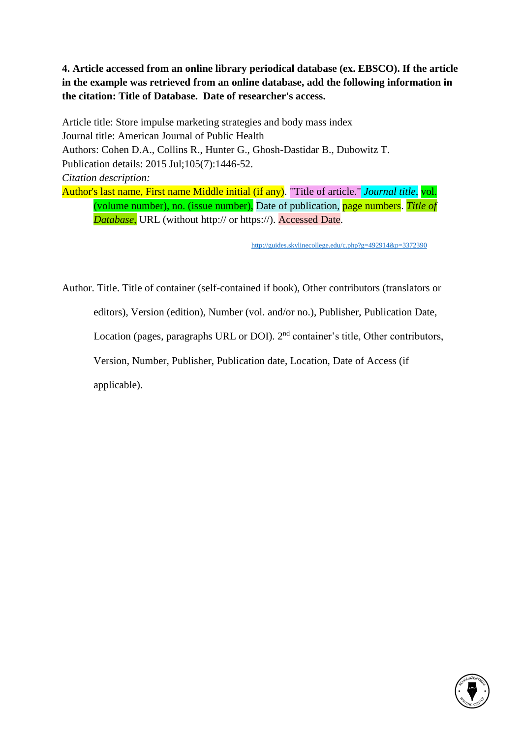**4. Article accessed from an online library periodical database (ex. EBSCO). If the article in the example was retrieved from an online database, add the following information in the citation: Title of Database.  Date of researcher's access.**

Article title: Store impulse marketing strategies and body mass index
Journal title: American Journal of Public Health
Authors: Cohen D.A., Collins R., Hunter G., Ghosh-Dastidar B., Dubowitz T.
Publication details: 2015 Jul;105(7):1446-52.
*Citation description:*
Author's last name, First name Middle initial (if any). "Title of article." *Journal title*, vol. (volume number), no. (issue number), Date of publication, page numbers. *Title of Database*, URL (without http:// or https://). Accessed Date.

http://guides.skylinecollege.edu/c.php?g=492914&p=3372390

Author. Title. Title of container (self-contained if book), Other contributors (translators or editors), Version (edition), Number (vol. and/or no.), Publisher, Publication Date, Location (pages, paragraphs URL or DOI). 2nd container's title, Other contributors, Version, Number, Publisher, Publication date, Location, Date of Access (if applicable).